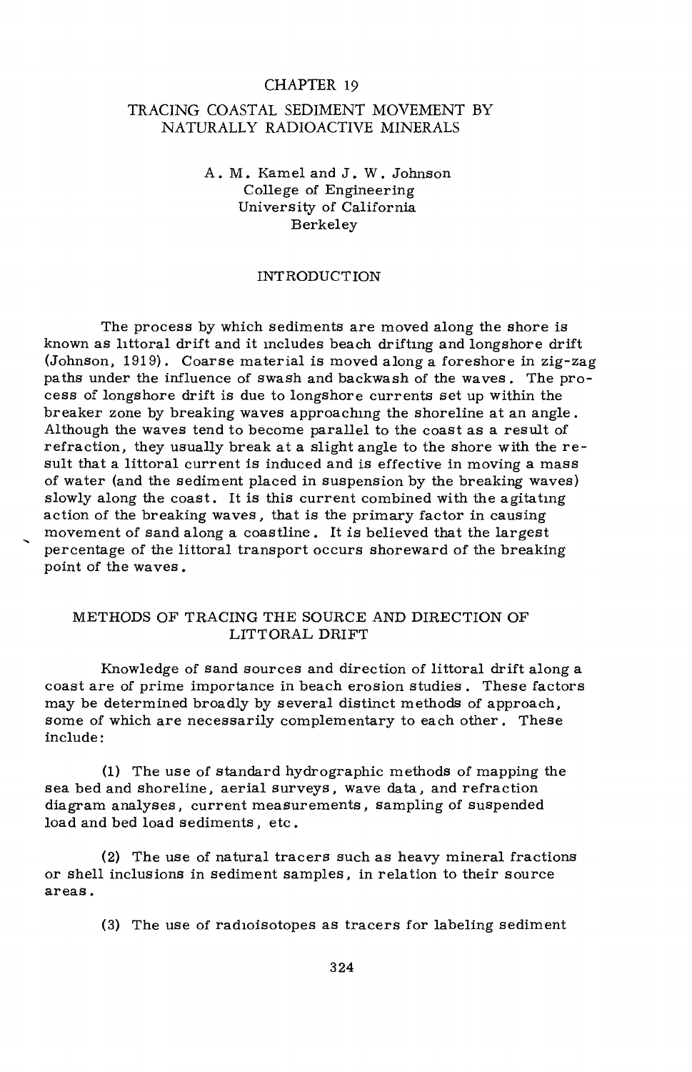# CHAPTER 19

# TRACING COASTAL SEDIMENT MOVEMENT BY NATURALLY RADIOACTIVE MINERALS

A. M. Kamel and J. W. Johnson
College of Engineering
University of California
Berkeley

## INTRODUCTION

The process by which sediments are moved along the shore is known as littoral drift and it includes beach drifting and longshore drift (Johnson, 1919). Coarse material is moved along a foreshore in zig-zag paths under the influence of swash and backwash of the waves. The process of longshore drift is due to longshore currents set up within the breaker zone by breaking waves approaching the shoreline at an angle. Although the waves tend to become parallel to the coast as a result of refraction, they usually break at a slight angle to the shore with the result that a littoral current is induced and is effective in moving a mass of water (and the sediment placed in suspension by the breaking waves) slowly along the coast. It is this current combined with the agitating action of the breaking waves, that is the primary factor in causing movement of sand along a coastline. It is believed that the largest percentage of the littoral transport occurs shoreward of the breaking point of the waves.

## METHODS OF TRACING THE SOURCE AND DIRECTION OF LITTORAL DRIFT

Knowledge of sand sources and direction of littoral drift along a coast are of prime importance in beach erosion studies. These factors may be determined broadly by several distinct methods of approach, some of which are necessarily complementary to each other. These include:

(1) The use of standard hydrographic methods of mapping the sea bed and shoreline, aerial surveys, wave data, and refraction diagram analyses, current measurements, sampling of suspended load and bed load sediments, etc.

(2) The use of natural tracers such as heavy mineral fractions or shell inclusions in sediment samples, in relation to their source areas.

(3) The use of radioisotopes as tracers for labeling sediment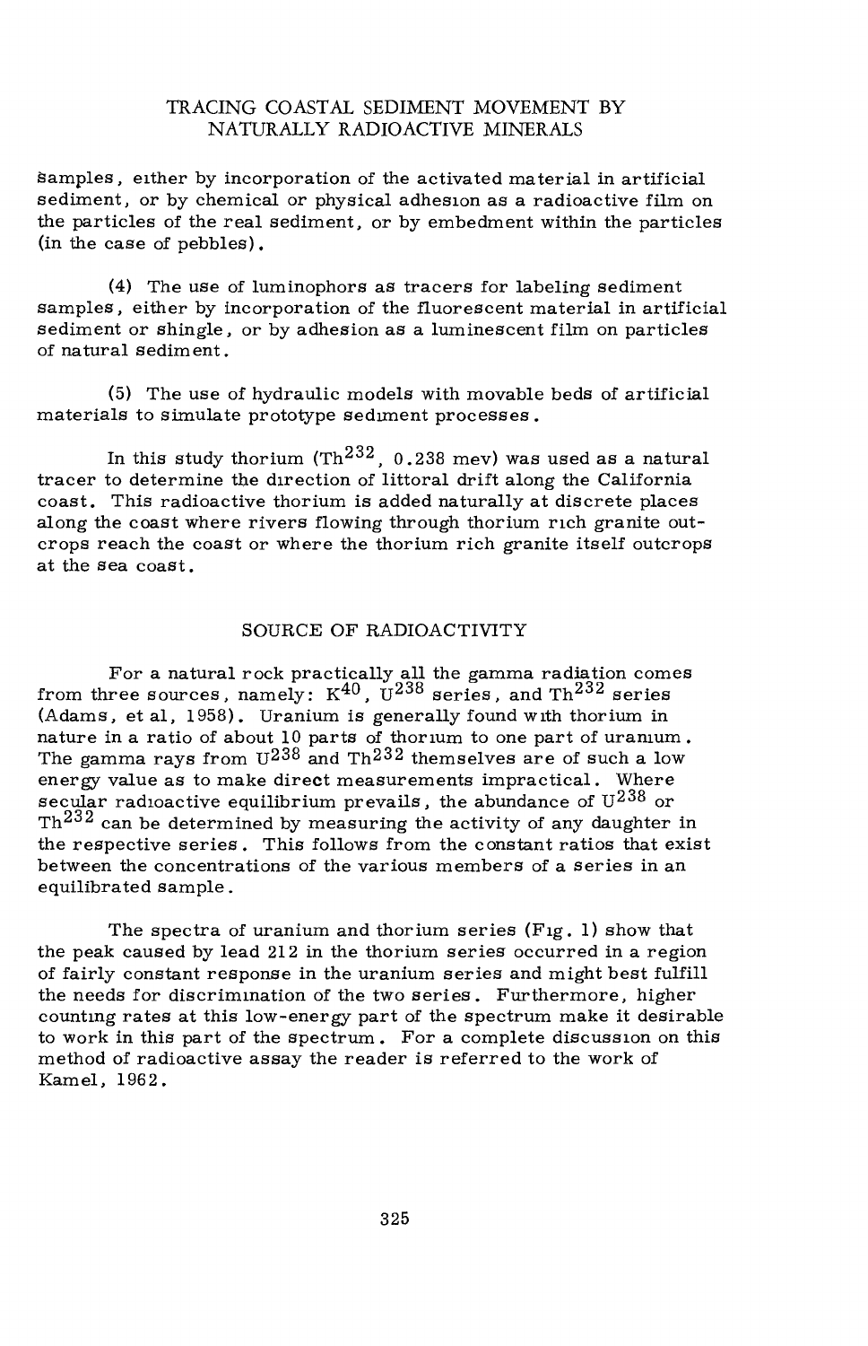samples, either by incorporation of the activated material in artificial sediment, or by chemical or physical adhesion as a radioactive film on the particles of the real sediment, or by embedment within the particles (in the case of pebbles).

(4) The use of luminophors as tracers for labeling sediment samples, either by incorporation of the fluorescent material in artificial sediment or shingle, or by adhesion as a luminescent film on particles of natural sediment.

(5) The use of hydraulic models with movable beds of artificial materials to simulate prototype sediment processes.

In this study thorium ($Th^{232}$, 0.238 mev) was used as a natural tracer to determine the direction of littoral drift along the California coast. This radioactive thorium is added naturally at discrete places along the coast where rivers flowing through thorium rich granite outcrops reach the coast or where the thorium rich granite itself outcrops at the sea coast.

## SOURCE OF RADIOACTIVITY

For a natural rock practically all the gamma radiation comes from three sources, namely: $K^{40}$, $U^{238}$ series, and $Th^{232}$ series (Adams, et al, 1958). Uranium is generally found with thorium in nature in a ratio of about 10 parts of thorium to one part of uranium. The gamma rays from $U^{238}$ and $Th^{232}$ themselves are of such a low energy value as to make direct measurements impractical. Where secular radioactive equilibrium prevails, the abundance of $U^{238}$ or $Th^{232}$ can be determined by measuring the activity of any daughter in the respective series. This follows from the constant ratios that exist between the concentrations of the various members of a series in an equilibrated sample.

The spectra of uranium and thorium series (Fig. 1) show that the peak caused by lead 212 in the thorium series occurred in a region of fairly constant response in the uranium series and might best fulfill the needs for discrimination of the two series. Furthermore, higher counting rates at this low-energy part of the spectrum make it desirable to work in this part of the spectrum. For a complete discussion on this method of radioactive assay the reader is referred to the work of Kamel, 1962.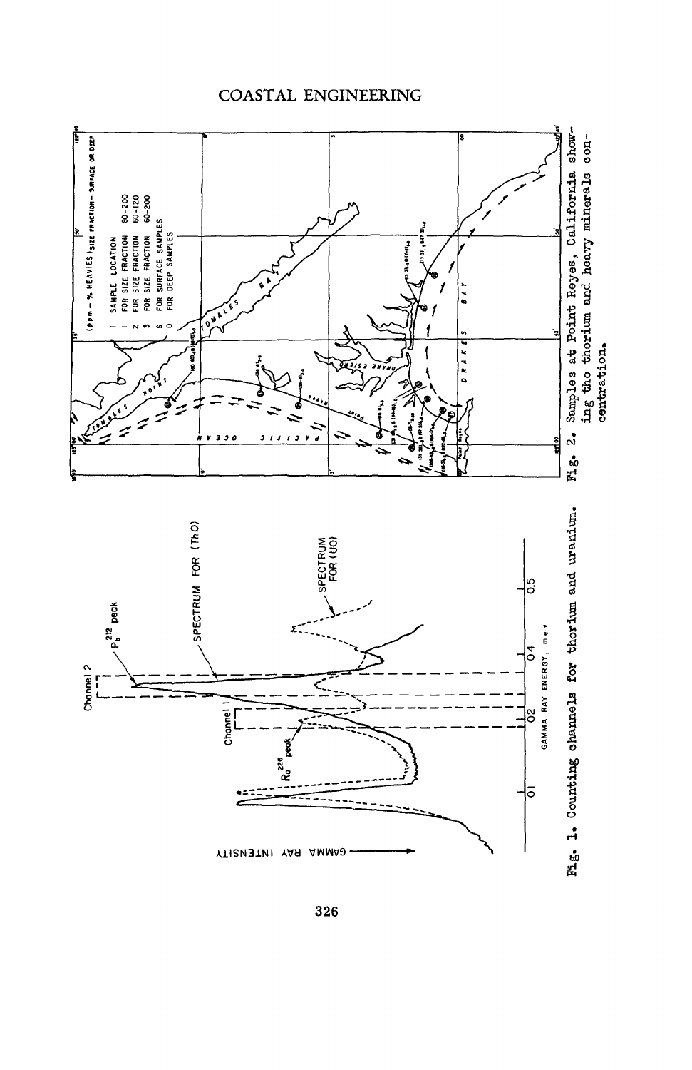Fig. 1. Counting channels for thorium and uranium.

Fig. 2. Samples at Point Reyes, California showing the thorium and heavy minerals concentration.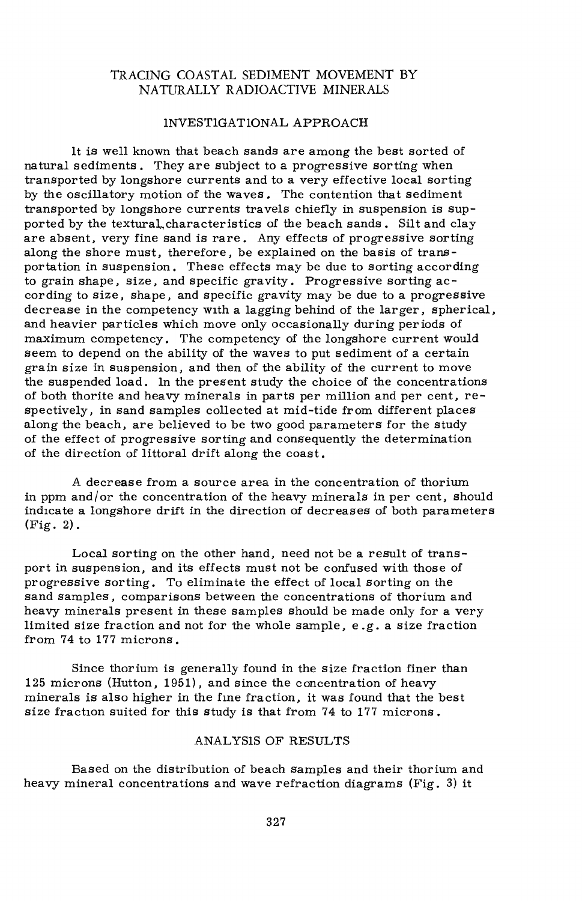# TRACING COASTAL SEDIMENT MOVEMENT BY NATURALLY RADIOACTIVE MINERALS

## INVESTIGATIONAL APPROACH

It is well known that beach sands are among the best sorted of natural sediments. They are subject to a progressive sorting when transported by longshore currents and to a very effective local sorting by the oscillatory motion of the waves. The contention that sediment transported by longshore currents travels chiefly in suspension is supported by the textural characteristics of the beach sands. Silt and clay are absent, very fine sand is rare. Any effects of progressive sorting along the shore must, therefore, be explained on the basis of transportation in suspension. These effects may be due to sorting according to grain shape, size, and specific gravity. Progressive sorting according to size, shape, and specific gravity may be due to a progressive decrease in the competency with a lagging behind of the larger, spherical, and heavier particles which move only occasionally during periods of maximum competency. The competency of the longshore current would seem to depend on the ability of the waves to put sediment of a certain grain size in suspension, and then of the ability of the current to move the suspended load. In the present study the choice of the concentrations of both thorite and heavy minerals in parts per million and per cent, respectively, in sand samples collected at mid-tide from different places along the beach, are believed to be two good parameters for the study of the effect of progressive sorting and consequently the determination of the direction of littoral drift along the coast.

A decrease from a source area in the concentration of thorium in ppm and/or the concentration of the heavy minerals in per cent, should indicate a longshore drift in the direction of decreases of both parameters (Fig. 2).

Local sorting on the other hand, need not be a result of transport in suspension, and its effects must not be confused with those of progressive sorting. To eliminate the effect of local sorting on the sand samples, comparisons between the concentrations of thorium and heavy minerals present in these samples should be made only for a very limited size fraction and not for the whole sample, e.g. a size fraction from 74 to 177 microns.

Since thorium is generally found in the size fraction finer than 125 microns (Hutton, 1951), and since the concentration of heavy minerals is also higher in the fine fraction, it was found that the best size fraction suited for this study is that from 74 to 177 microns.

## ANALYSIS OF RESULTS

Based on the distribution of beach samples and their thorium and heavy mineral concentrations and wave refraction diagrams (Fig. 3) it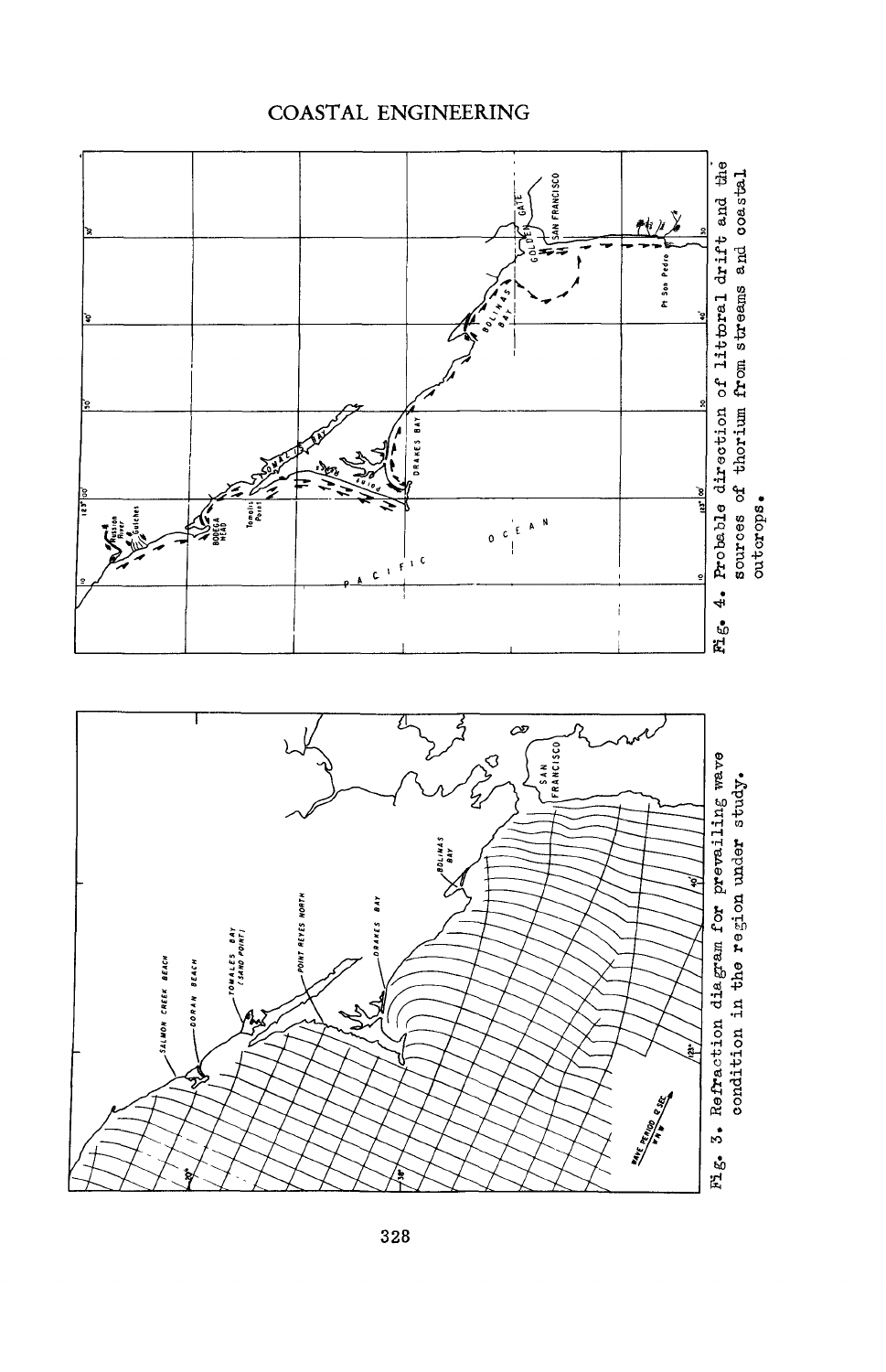Fig. 3. Refraction diagram for prevailing wave condition in the region under study.

Fig. 4. Probable direction of littoral drift and the sources of thorium from streams and coastal outcrops.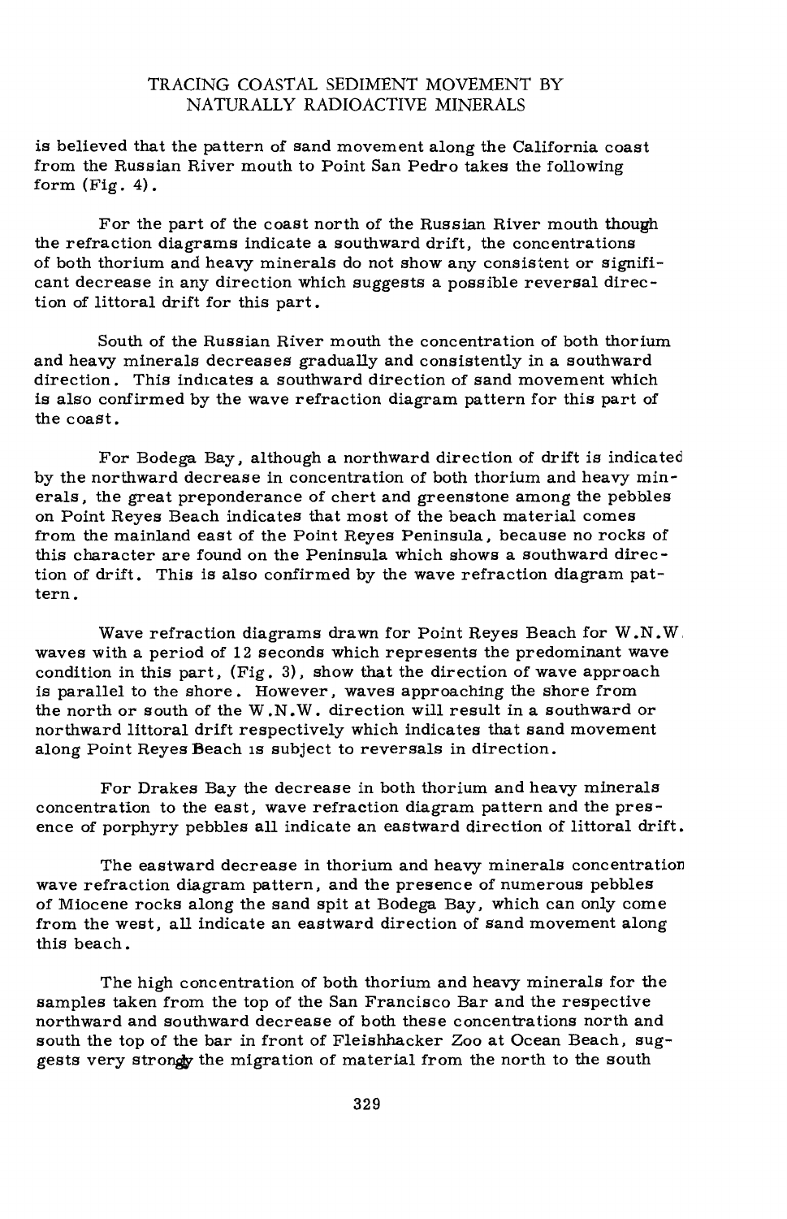is believed that the pattern of sand movement along the California coast from the Russian River mouth to Point San Pedro takes the following form (Fig. 4).

For the part of the coast north of the Russian River mouth though the refraction diagrams indicate a southward drift, the concentrations of both thorium and heavy minerals do not show any consistent or significant decrease in any direction which suggests a possible reversal direction of littoral drift for this part.

South of the Russian River mouth the concentration of both thorium and heavy minerals decreases gradually and consistently in a southward direction. This indicates a southward direction of sand movement which is also confirmed by the wave refraction diagram pattern for this part of the coast.

For Bodega Bay, although a northward direction of drift is indicated by the northward decrease in concentration of both thorium and heavy minerals, the great preponderance of chert and greenstone among the pebbles on Point Reyes Beach indicates that most of the beach material comes from the mainland east of the Point Reyes Peninsula, because no rocks of this character are found on the Peninsula which shows a southward direction of drift. This is also confirmed by the wave refraction diagram pattern.

Wave refraction diagrams drawn for Point Reyes Beach for W.N.W. waves with a period of 12 seconds which represents the predominant wave condition in this part, (Fig. 3), show that the direction of wave approach is parallel to the shore. However, waves approaching the shore from the north or south of the W.N.W. direction will result in a southward or northward littoral drift respectively which indicates that sand movement along Point Reyes Beach is subject to reversals in direction.

For Drakes Bay the decrease in both thorium and heavy minerals concentration to the east, wave refraction diagram pattern and the presence of porphyry pebbles all indicate an eastward direction of littoral drift.

The eastward decrease in thorium and heavy minerals concentration wave refraction diagram pattern, and the presence of numerous pebbles of Miocene rocks along the sand spit at Bodega Bay, which can only come from the west, all indicate an eastward direction of sand movement along this beach.

The high concentration of both thorium and heavy minerals for the samples taken from the top of the San Francisco Bar and the respective northward and southward decrease of both these concentrations north and south the top of the bar in front of Fleishhacker Zoo at Ocean Beach, suggests very strongly the migration of material from the north to the south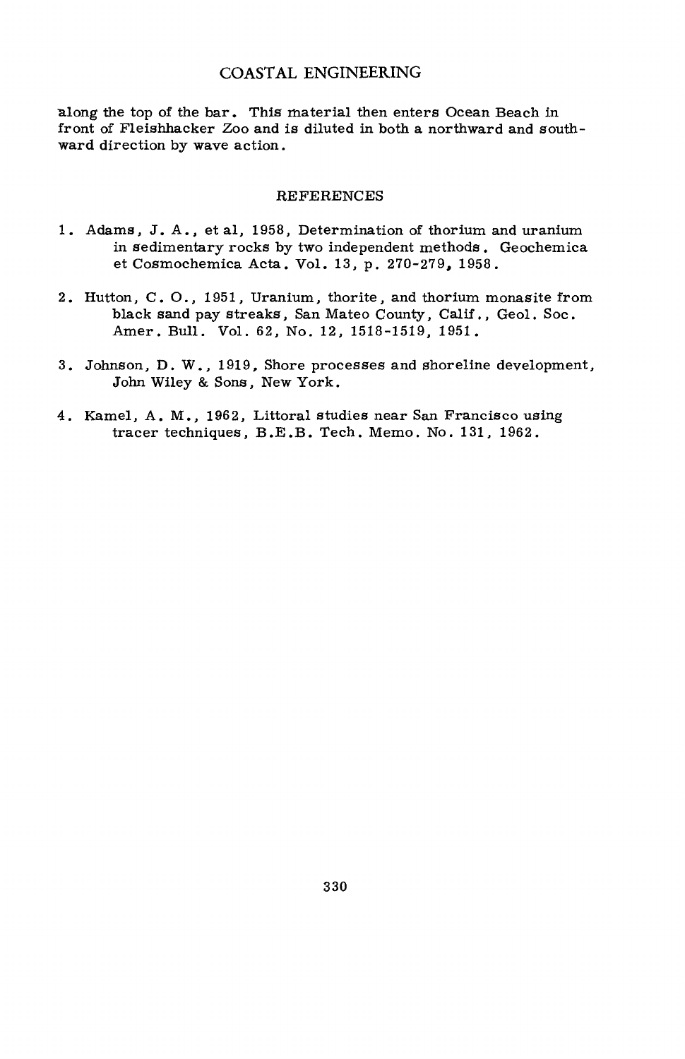along the top of the bar. This material then enters Ocean Beach in front of Fleishhacker Zoo and is diluted in both a northward and southward direction by wave action.

## REFERENCES

1. Adams, J. A., et al, 1958, Determination of thorium and uranium in sedimentary rocks by two independent methods. Geochemica et Cosmochemica Acta. Vol. 13, p. 270-279, 1958.

2. Hutton, C. O., 1951, Uranium, thorite, and thorium monasite from black sand pay streaks, San Mateo County, Calif., Geol. Soc. Amer. Bull. Vol. 62, No. 12, 1518-1519, 1951.

3. Johnson, D. W., 1919, Shore processes and shoreline development, John Wiley & Sons, New York.

4. Kamel, A. M., 1962, Littoral studies near San Francisco using tracer techniques, B.E.B. Tech. Memo. No. 131, 1962.